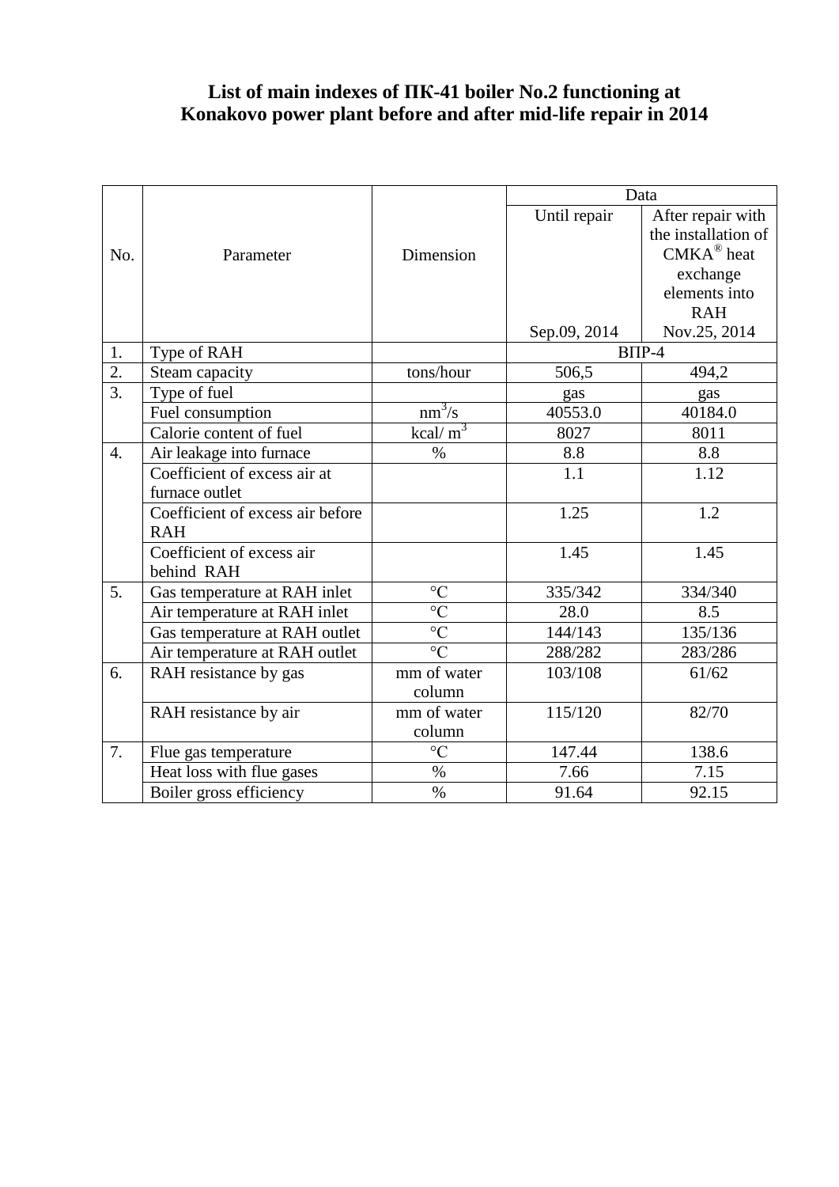# List of main indexes of ПК-41 boiler No.2 functioning at Konakovo power plant before and after mid-life repair in 2014

| No. | Parameter | Dimension | Data | |
|---|---|---|---|---|
| | | | Until repair<br>Sep.09, 2014 | After repair with the installation of CMKA® heat exchange elements into RAH<br>Nov.25, 2014 |
| 1. | Type of RAH | | ВПР-4 | |
| 2. | Steam capacity | tons/hour | 506,5 | 494,2 |
| 3. | Type of fuel | | gas | gas |
| | Fuel consumption | $nm^3/s$ | 40553.0 | 40184.0 |
| | Calorie content of fuel | kcal/ $m^3$ | 8027 | 8011 |
| 4. | Air leakage into furnace | % | 8.8 | 8.8 |
| | Coefficient of excess air at furnace outlet | | 1.1 | 1.12 |
| | Coefficient of excess air before RAH | | 1.25 | 1.2 |
| | Coefficient of excess air behind RAH | | 1.45 | 1.45 |
| 5. | Gas temperature at RAH inlet | °C | 335/342 | 334/340 |
| | Air temperature at RAH inlet | °C | 28.0 | 8.5 |
| | Gas temperature at RAH outlet | °C | 144/143 | 135/136 |
| | Air temperature at RAH outlet | °C | 288/282 | 283/286 |
| 6. | RAH resistance by gas | mm of water column | 103/108 | 61/62 |
| | RAH resistance by air | mm of water column | 115/120 | 82/70 |
| 7. | Flue gas temperature | °C | 147.44 | 138.6 |
| | Heat loss with flue gases | % | 7.66 | 7.15 |
| | Boiler gross efficiency | % | 91.64 | 92.15 |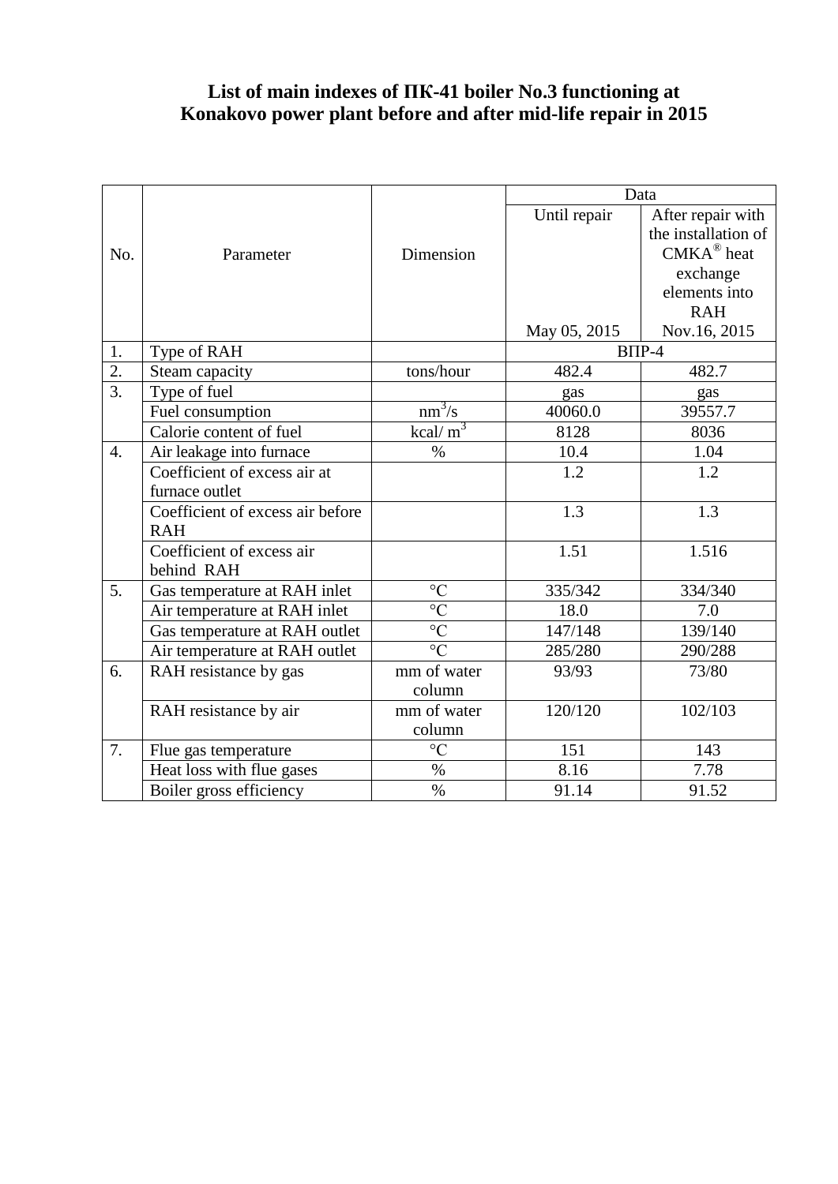## List of main indexes of ПК-41 boiler No.3 functioning at Konakovo power plant before and after mid-life repair in 2015

| No. | Parameter | Dimension | Data | |
|---|---|---|---|---|
| | | | Until repair<br>May 05, 2015 | After repair with the installation of СМКА® heat exchange elements into RAH<br>Nov.16, 2015 |
| 1. | Type of RAH | | ВПР-4 | |
| 2. | Steam capacity | tons/hour | 482.4 | 482.7 |
| 3. | Type of fuel | | gas | gas |
| | Fuel consumption | $nm^3/s$ | 40060.0 | 39557.7 |
| | Calorie content of fuel | $kcal/m^3$ | 8128 | 8036 |
| 4. | Air leakage into furnace | % | 10.4 | 1.04 |
| | Coefficient of excess air at furnace outlet | | 1.2 | 1.2 |
| | Coefficient of excess air before RAH | | 1.3 | 1.3 |
| | Coefficient of excess air behind RAH | | 1.51 | 1.516 |
| 5. | Gas temperature at RAH inlet | °C | 335/342 | 334/340 |
| | Air temperature at RAH inlet | °C | 18.0 | 7.0 |
| | Gas temperature at RAH outlet | °C | 147/148 | 139/140 |
| | Air temperature at RAH outlet | °C | 285/280 | 290/288 |
| 6. | RAH resistance by gas | mm of water column | 93/93 | 73/80 |
| | RAH resistance by air | mm of water column | 120/120 | 102/103 |
| 7. | Flue gas temperature | °C | 151 | 143 |
| | Heat loss with flue gases | % | 8.16 | 7.78 |
| | Boiler gross efficiency | % | 91.14 | 91.52 |